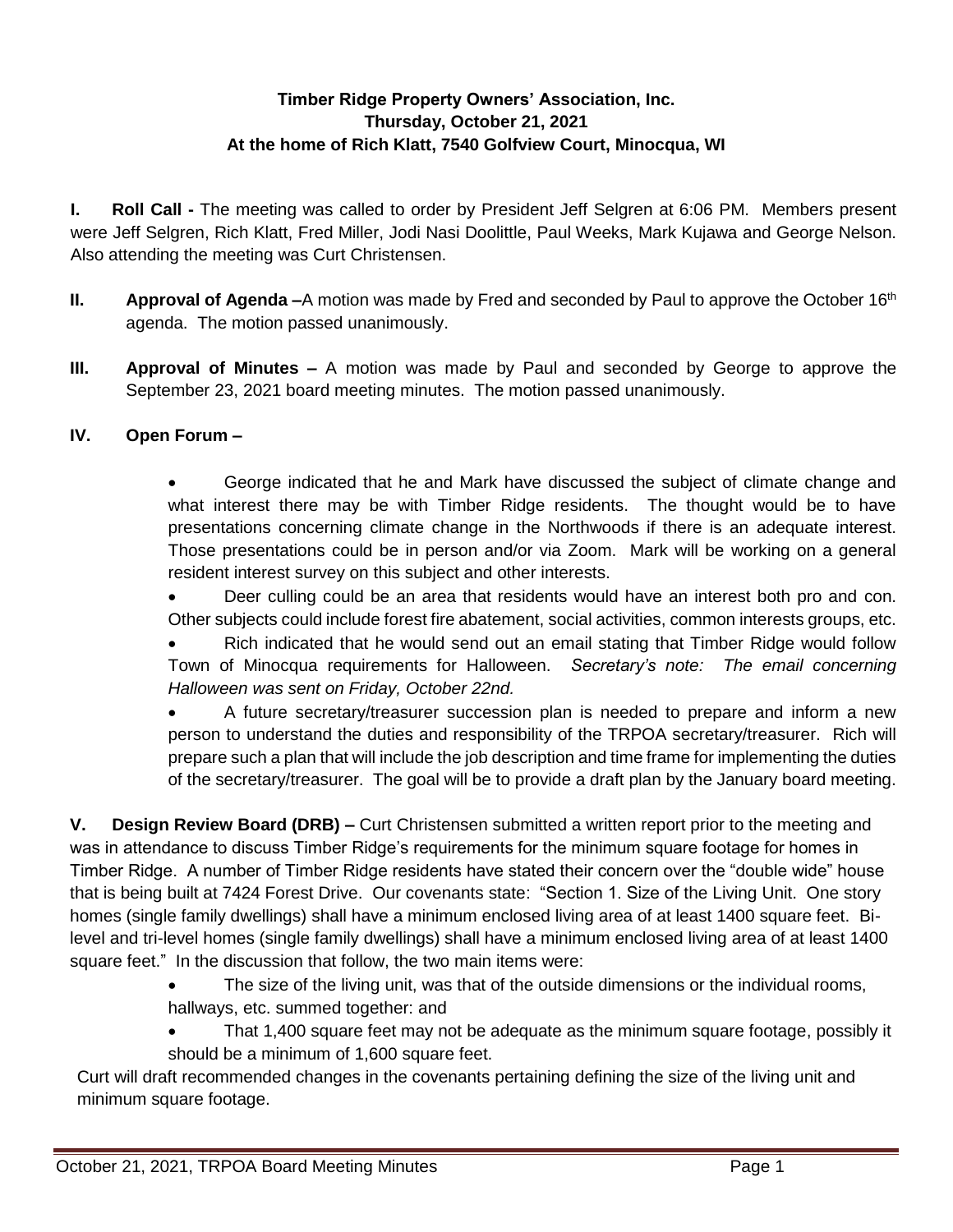**Timber Ridge Property Owners' Association, Inc.**
**Thursday, October 21, 2021**
**At the home of Rich Klatt, 7540 Golfview Court, Minocqua, WI**

**I. Roll Call -** The meeting was called to order by President Jeff Selgren at 6:06 PM. Members present were Jeff Selgren, Rich Klatt, Fred Miller, Jodi Nasi Doolittle, Paul Weeks, Mark Kujawa and George Nelson. Also attending the meeting was Curt Christensen.

**II. Approval of Agenda –**A motion was made by Fred and seconded by Paul to approve the October 16th agenda. The motion passed unanimously.

**III. Approval of Minutes –** A motion was made by Paul and seconded by George to approve the September 23, 2021 board meeting minutes. The motion passed unanimously.

**IV. Open Forum –**

- George indicated that he and Mark have discussed the subject of climate change and what interest there may be with Timber Ridge residents. The thought would be to have presentations concerning climate change in the Northwoods if there is an adequate interest. Those presentations could be in person and/or via Zoom. Mark will be working on a general resident interest survey on this subject and other interests.
- Deer culling could be an area that residents would have an interest both pro and con. Other subjects could include forest fire abatement, social activities, common interests groups, etc.
- Rich indicated that he would send out an email stating that Timber Ridge would follow Town of Minocqua requirements for Halloween. *Secretary's note: The email concerning Halloween was sent on Friday, October 22nd.*
- A future secretary/treasurer succession plan is needed to prepare and inform a new person to understand the duties and responsibility of the TRPOA secretary/treasurer. Rich will prepare such a plan that will include the job description and time frame for implementing the duties of the secretary/treasurer. The goal will be to provide a draft plan by the January board meeting.

**V. Design Review Board (DRB) –** Curt Christensen submitted a written report prior to the meeting and was in attendance to discuss Timber Ridge's requirements for the minimum square footage for homes in Timber Ridge. A number of Timber Ridge residents have stated their concern over the "double wide" house that is being built at 7424 Forest Drive. Our covenants state: "Section 1. Size of the Living Unit. One story homes (single family dwellings) shall have a minimum enclosed living area of at least 1400 square feet. Bi-level and tri-level homes (single family dwellings) shall have a minimum enclosed living area of at least 1400 square feet." In the discussion that follow, the two main items were:

- The size of the living unit, was that of the outside dimensions or the individual rooms, hallways, etc. summed together: and
- That 1,400 square feet may not be adequate as the minimum square footage, possibly it should be a minimum of 1,600 square feet.

Curt will draft recommended changes in the covenants pertaining defining the size of the living unit and minimum square footage.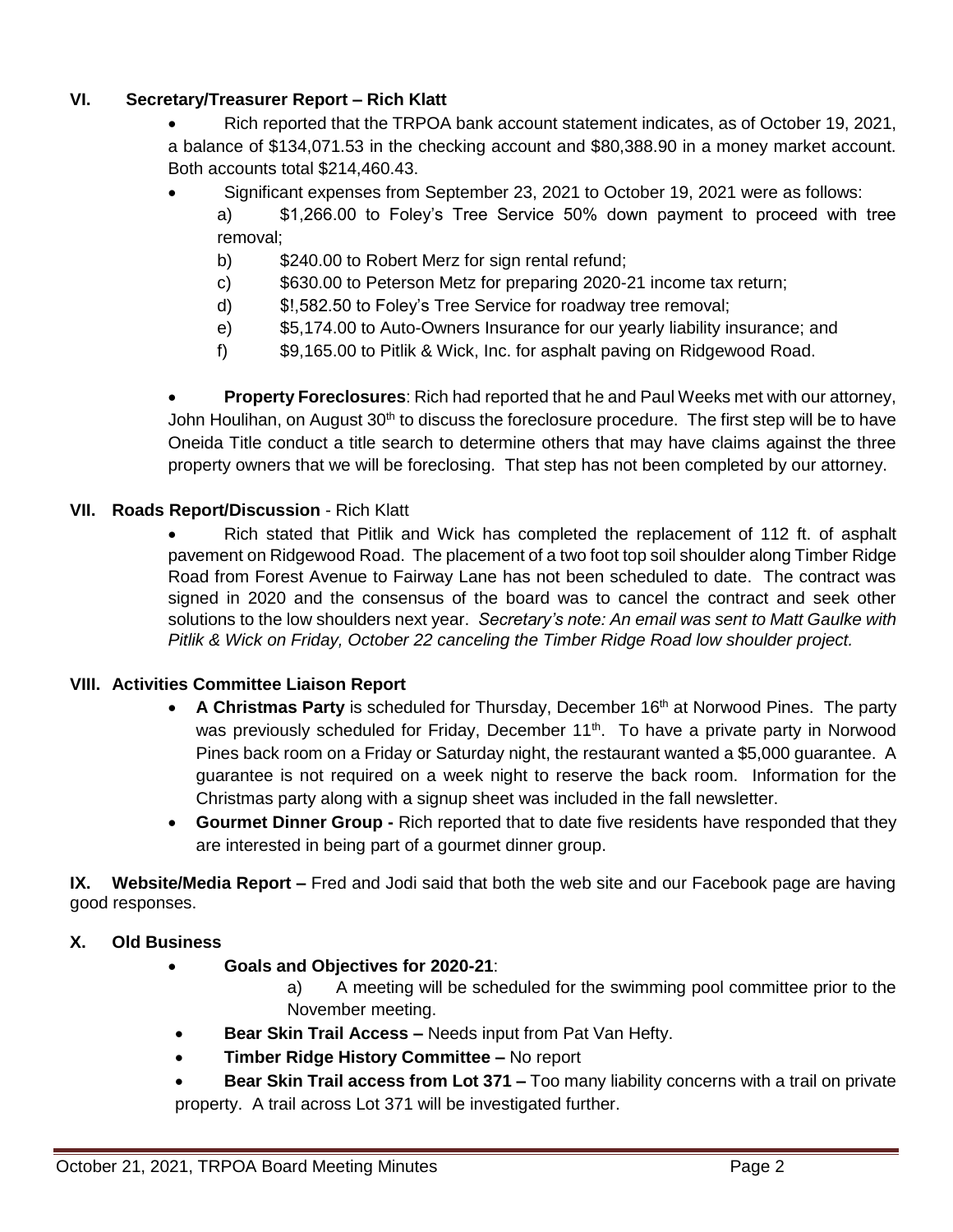## VI. Secretary/Treasurer Report – Rich Klatt

- Rich reported that the TRPOA bank account statement indicates, as of October 19, 2021, a balance of $134,071.53 in the checking account and $80,388.90 in a money market account. Both accounts total $214,460.43.
- Significant expenses from September 23, 2021 to October 19, 2021 were as follows:
  - a) $1,266.00 to Foley's Tree Service 50% down payment to proceed with tree removal;
  - b) $240.00 to Robert Merz for sign rental refund;
  - c) $630.00 to Peterson Metz for preparing 2020-21 income tax return;
  - d) $!,582.50 to Foley's Tree Service for roadway tree removal;
  - e) $5,174.00 to Auto-Owners Insurance for our yearly liability insurance; and
  - f) $9,165.00 to Pitlik & Wick, Inc. for asphalt paving on Ridgewood Road.
- **Property Foreclosures**: Rich had reported that he and Paul Weeks met with our attorney, John Houlihan, on August 30th to discuss the foreclosure procedure. The first step will be to have Oneida Title conduct a title search to determine others that may have claims against the three property owners that we will be foreclosing. That step has not been completed by our attorney.

## VII. Roads Report/Discussion - Rich Klatt

- Rich stated that Pitlik and Wick has completed the replacement of 112 ft. of asphalt pavement on Ridgewood Road. The placement of a two foot top soil shoulder along Timber Ridge Road from Forest Avenue to Fairway Lane has not been scheduled to date. The contract was signed in 2020 and the consensus of the board was to cancel the contract and seek other solutions to the low shoulders next year. *Secretary's note: An email was sent to Matt Gaulke with Pitlik & Wick on Friday, October 22 canceling the Timber Ridge Road low shoulder project.*

## VIII. Activities Committee Liaison Report

- **A Christmas Party** is scheduled for Thursday, December 16th at Norwood Pines. The party was previously scheduled for Friday, December 11th. To have a private party in Norwood Pines back room on a Friday or Saturday night, the restaurant wanted a $5,000 guarantee. A guarantee is not required on a week night to reserve the back room. Information for the Christmas party along with a signup sheet was included in the fall newsletter.
- **Gourmet Dinner Group -** Rich reported that to date five residents have responded that they are interested in being part of a gourmet dinner group.

**IX. Website/Media Report –** Fred and Jodi said that both the web site and our Facebook page are having good responses.

## X. Old Business

- **Goals and Objectives for 2020-21**:
  - a) A meeting will be scheduled for the swimming pool committee prior to the November meeting.
- **Bear Skin Trail Access –** Needs input from Pat Van Hefty.
- **Timber Ridge History Committee –** No report
- **Bear Skin Trail access from Lot 371 –** Too many liability concerns with a trail on private property. A trail across Lot 371 will be investigated further.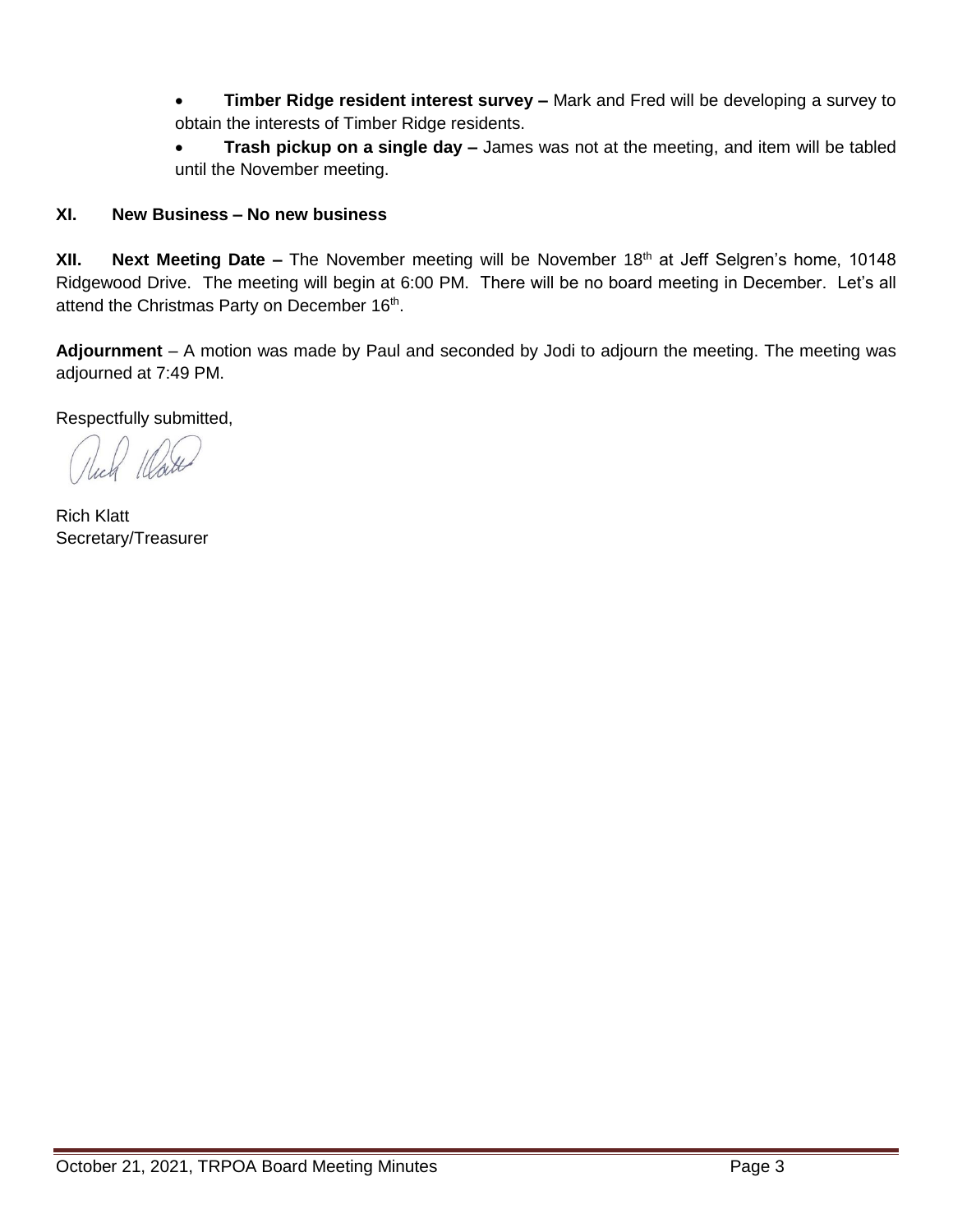- **Timber Ridge resident interest survey –** Mark and Fred will be developing a survey to obtain the interests of Timber Ridge residents.
- **Trash pickup on a single day –** James was not at the meeting, and item will be tabled until the November meeting.

**XI. New Business – No new business**

**XII. Next Meeting Date –** The November meeting will be November 18th at Jeff Selgren's home, 10148 Ridgewood Drive. The meeting will begin at 6:00 PM. There will be no board meeting in December. Let's all attend the Christmas Party on December 16th.

**Adjournment** – A motion was made by Paul and seconded by Jodi to adjourn the meeting. The meeting was adjourned at 7:49 PM.

Respectfully submitted,

Rich Klatt
Secretary/Treasurer